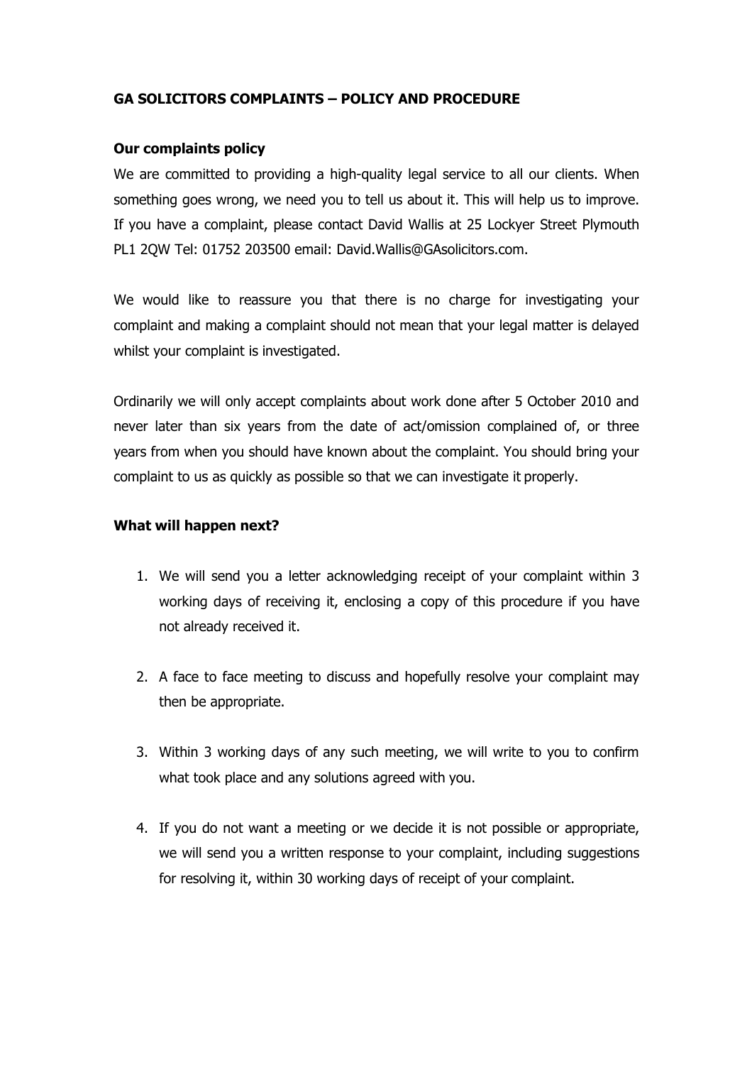# GA SOLICITORS COMPLAINTS – POLICY AND PROCEDURE

## Our complaints policy

We are committed to providing a high-quality legal service to all our clients. When something goes wrong, we need you to tell us about it. This will help us to improve. If you have a complaint, please contact David Wallis at 25 Lockyer Street Plymouth PL1 2QW Tel: 01752 203500 email: David.Wallis@GAsolicitors.com.

We would like to reassure you that there is no charge for investigating your complaint and making a complaint should not mean that your legal matter is delayed whilst your complaint is investigated.

Ordinarily we will only accept complaints about work done after 5 October 2010 and never later than six years from the date of act/omission complained of, or three years from when you should have known about the complaint. You should bring your complaint to us as quickly as possible so that we can investigate it properly.

## What will happen next?

1. We will send you a letter acknowledging receipt of your complaint within 3 working days of receiving it, enclosing a copy of this procedure if you have not already received it.

2. A face to face meeting to discuss and hopefully resolve your complaint may then be appropriate.

3. Within 3 working days of any such meeting, we will write to you to confirm what took place and any solutions agreed with you.

4. If you do not want a meeting or we decide it is not possible or appropriate, we will send you a written response to your complaint, including suggestions for resolving it, within 30 working days of receipt of your complaint.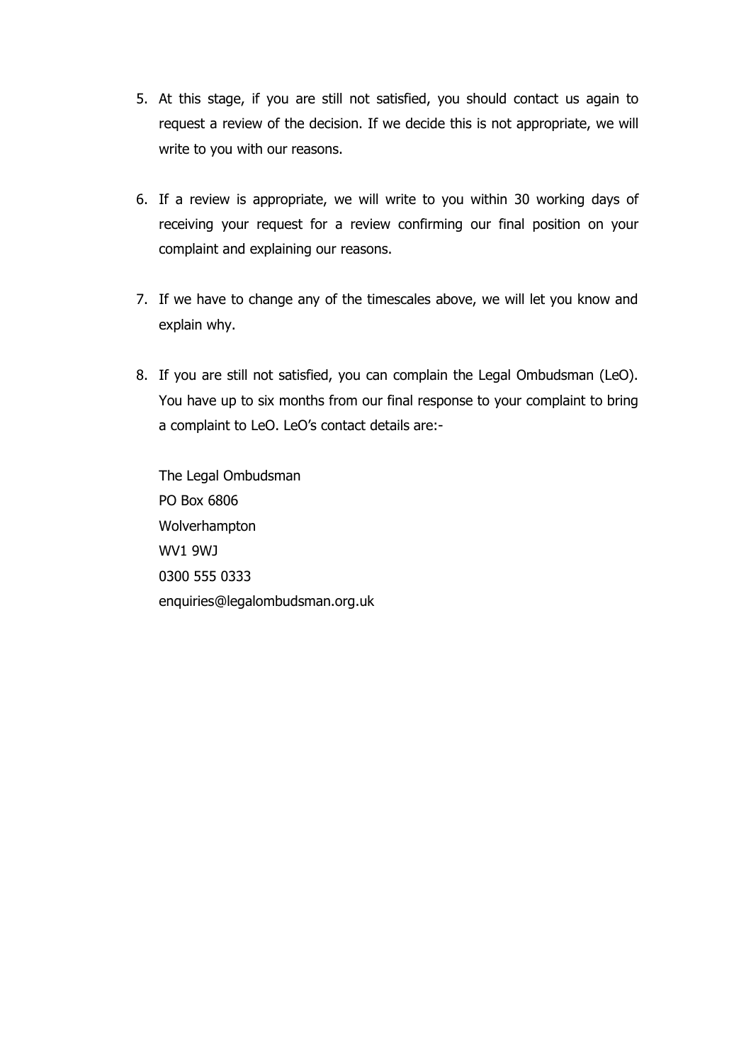5. At this stage, if you are still not satisfied, you should contact us again to request a review of the decision. If we decide this is not appropriate, we will write to you with our reasons.

6. If a review is appropriate, we will write to you within 30 working days of receiving your request for a review confirming our final position on your complaint and explaining our reasons.

7. If we have to change any of the timescales above, we will let you know and explain why.

8. If you are still not satisfied, you can complain the Legal Ombudsman (LeO). You have up to six months from our final response to your complaint to bring a complaint to LeO. LeO's contact details are:-

   The Legal Ombudsman
   PO Box 6806
   Wolverhampton
   WV1 9WJ
   0300 555 0333
   enquiries@legalombudsman.org.uk